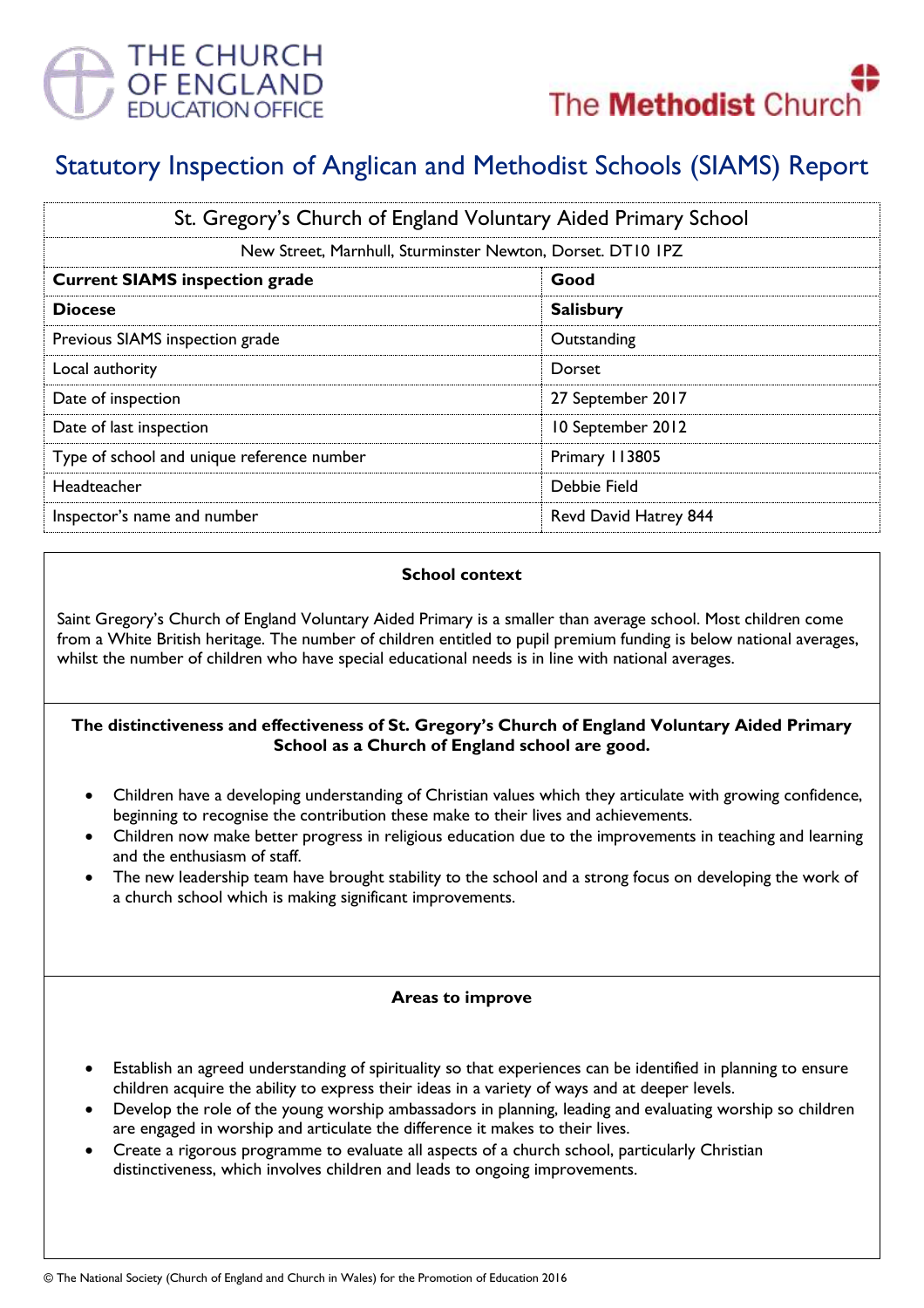THE CHURCH OF ENGLAND EDUCATION OFFICE

The Methodist Church

# Statutory Inspection of Anglican and Methodist Schools (SIAMS) Report

| St. Gregory's Church of England Voluntary Aided Primary School | |
|---|---|
| New Street, Marnhull, Sturminster Newton, Dorset. DT10 1PZ | |
| **Current SIAMS inspection grade** | **Good** |
| **Diocese** | **Salisbury** |
| Previous SIAMS inspection grade | Outstanding |
| Local authority | Dorset |
| Date of inspection | 27 September 2017 |
| Date of last inspection | 10 September 2012 |
| Type of school and unique reference number | Primary 113805 |
| Headteacher | Debbie Field |
| Inspector's name and number | Revd David Hatrey 844 |

**School context**

Saint Gregory's Church of England Voluntary Aided Primary is a smaller than average school. Most children come from a White British heritage. The number of children entitled to pupil premium funding is below national averages, whilst the number of children who have special educational needs is in line with national averages.

**The distinctiveness and effectiveness of St. Gregory's Church of England Voluntary Aided Primary School as a Church of England school are good.**

- Children have a developing understanding of Christian values which they articulate with growing confidence, beginning to recognise the contribution these make to their lives and achievements.
- Children now make better progress in religious education due to the improvements in teaching and learning and the enthusiasm of staff.
- The new leadership team have brought stability to the school and a strong focus on developing the work of a church school which is making significant improvements.

**Areas to improve**

- Establish an agreed understanding of spirituality so that experiences can be identified in planning to ensure children acquire the ability to express their ideas in a variety of ways and at deeper levels.
- Develop the role of the young worship ambassadors in planning, leading and evaluating worship so children are engaged in worship and articulate the difference it makes to their lives.
- Create a rigorous programme to evaluate all aspects of a church school, particularly Christian distinctiveness, which involves children and leads to ongoing improvements.

© The National Society (Church of England and Church in Wales) for the Promotion of Education 2016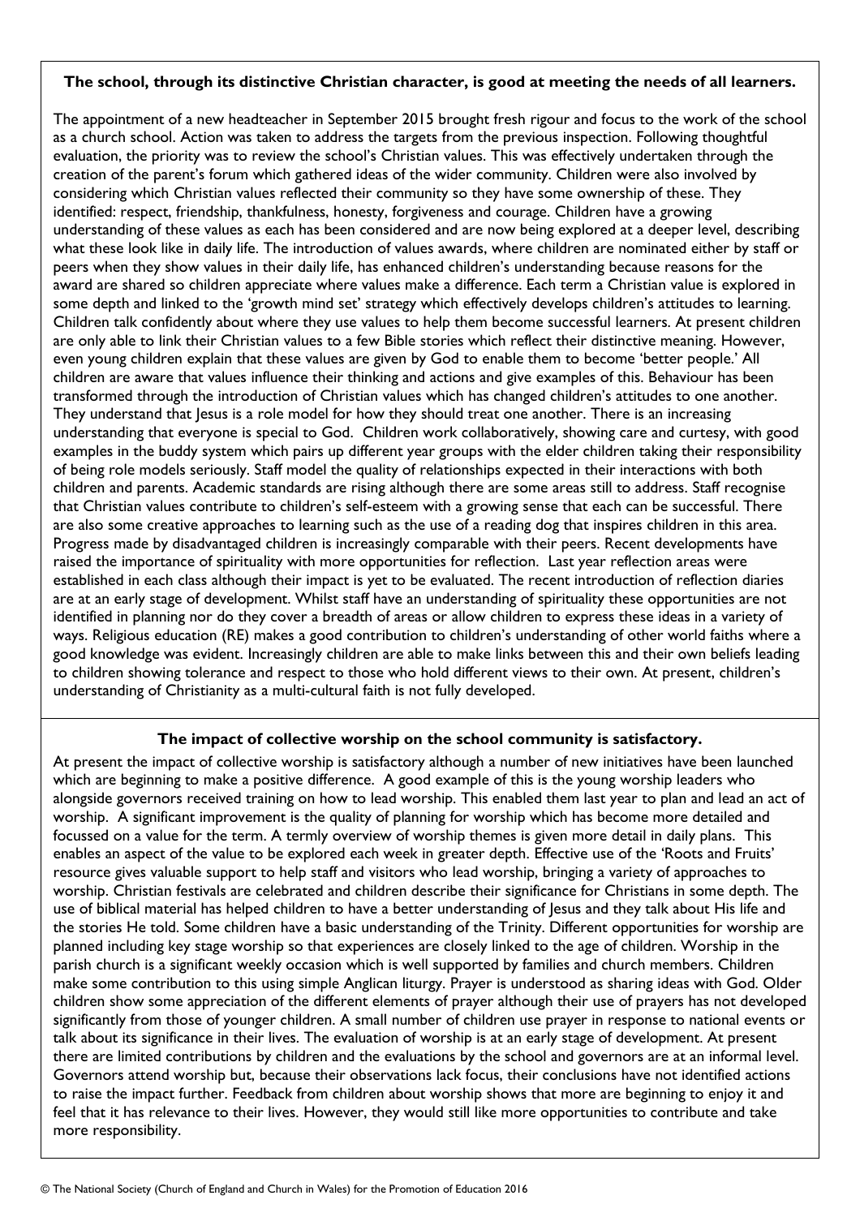**The school, through its distinctive Christian character, is good at meeting the needs of all learners.**

The appointment of a new headteacher in September 2015 brought fresh rigour and focus to the work of the school as a church school. Action was taken to address the targets from the previous inspection. Following thoughtful evaluation, the priority was to review the school's Christian values. This was effectively undertaken through the creation of the parent's forum which gathered ideas of the wider community. Children were also involved by considering which Christian values reflected their community so they have some ownership of these. They identified: respect, friendship, thankfulness, honesty, forgiveness and courage. Children have a growing understanding of these values as each has been considered and are now being explored at a deeper level, describing what these look like in daily life. The introduction of values awards, where children are nominated either by staff or peers when they show values in their daily life, has enhanced children's understanding because reasons for the award are shared so children appreciate where values make a difference. Each term a Christian value is explored in some depth and linked to the 'growth mind set' strategy which effectively develops children's attitudes to learning. Children talk confidently about where they use values to help them become successful learners. At present children are only able to link their Christian values to a few Bible stories which reflect their distinctive meaning. However, even young children explain that these values are given by God to enable them to become 'better people.' All children are aware that values influence their thinking and actions and give examples of this. Behaviour has been transformed through the introduction of Christian values which has changed children's attitudes to one another. They understand that Jesus is a role model for how they should treat one another. There is an increasing understanding that everyone is special to God. Children work collaboratively, showing care and curtesy, with good examples in the buddy system which pairs up different year groups with the elder children taking their responsibility of being role models seriously. Staff model the quality of relationships expected in their interactions with both children and parents. Academic standards are rising although there are some areas still to address. Staff recognise that Christian values contribute to children's self-esteem with a growing sense that each can be successful. There are also some creative approaches to learning such as the use of a reading dog that inspires children in this area. Progress made by disadvantaged children is increasingly comparable with their peers. Recent developments have raised the importance of spirituality with more opportunities for reflection. Last year reflection areas were established in each class although their impact is yet to be evaluated. The recent introduction of reflection diaries are at an early stage of development. Whilst staff have an understanding of spirituality these opportunities are not identified in planning nor do they cover a breadth of areas or allow children to express these ideas in a variety of ways. Religious education (RE) makes a good contribution to children's understanding of other world faiths where a good knowledge was evident. Increasingly children are able to make links between this and their own beliefs leading to children showing tolerance and respect to those who hold different views to their own. At present, children's understanding of Christianity as a multi-cultural faith is not fully developed.

**The impact of collective worship on the school community is satisfactory.**

At present the impact of collective worship is satisfactory although a number of new initiatives have been launched which are beginning to make a positive difference. A good example of this is the young worship leaders who alongside governors received training on how to lead worship. This enabled them last year to plan and lead an act of worship. A significant improvement is the quality of planning for worship which has become more detailed and focussed on a value for the term. A termly overview of worship themes is given more detail in daily plans. This enables an aspect of the value to be explored each week in greater depth. Effective use of the 'Roots and Fruits' resource gives valuable support to help staff and visitors who lead worship, bringing a variety of approaches to worship. Christian festivals are celebrated and children describe their significance for Christians in some depth. The use of biblical material has helped children to have a better understanding of Jesus and they talk about His life and the stories He told. Some children have a basic understanding of the Trinity. Different opportunities for worship are planned including key stage worship so that experiences are closely linked to the age of children. Worship in the parish church is a significant weekly occasion which is well supported by families and church members. Children make some contribution to this using simple Anglican liturgy. Prayer is understood as sharing ideas with God. Older children show some appreciation of the different elements of prayer although their use of prayers has not developed significantly from those of younger children. A small number of children use prayer in response to national events or talk about its significance in their lives. The evaluation of worship is at an early stage of development. At present there are limited contributions by children and the evaluations by the school and governors are at an informal level. Governors attend worship but, because their observations lack focus, their conclusions have not identified actions to raise the impact further. Feedback from children about worship shows that more are beginning to enjoy it and feel that it has relevance to their lives. However, they would still like more opportunities to contribute and take more responsibility.

© The National Society (Church of England and Church in Wales) for the Promotion of Education 2016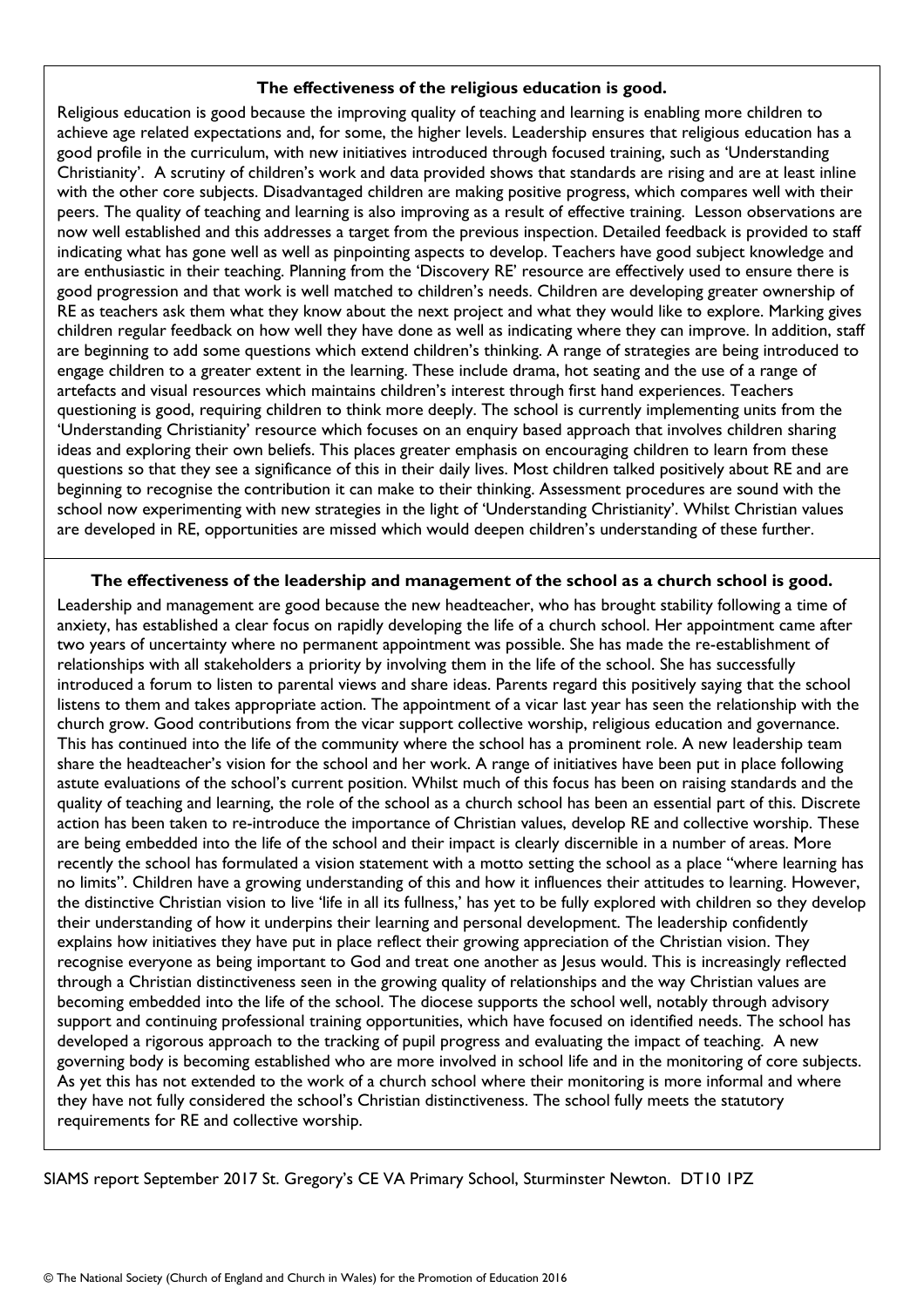**The effectiveness of the religious education is good.**

Religious education is good because the improving quality of teaching and learning is enabling more children to achieve age related expectations and, for some, the higher levels. Leadership ensures that religious education has a good profile in the curriculum, with new initiatives introduced through focused training, such as 'Understanding Christianity'. A scrutiny of children's work and data provided shows that standards are rising and are at least inline with the other core subjects. Disadvantaged children are making positive progress, which compares well with their peers. The quality of teaching and learning is also improving as a result of effective training. Lesson observations are now well established and this addresses a target from the previous inspection. Detailed feedback is provided to staff indicating what has gone well as well as pinpointing aspects to develop. Teachers have good subject knowledge and are enthusiastic in their teaching. Planning from the 'Discovery RE' resource are effectively used to ensure there is good progression and that work is well matched to children's needs. Children are developing greater ownership of RE as teachers ask them what they know about the next project and what they would like to explore. Marking gives children regular feedback on how well they have done as well as indicating where they can improve. In addition, staff are beginning to add some questions which extend children's thinking. A range of strategies are being introduced to engage children to a greater extent in the learning. These include drama, hot seating and the use of a range of artefacts and visual resources which maintains children's interest through first hand experiences. Teachers questioning is good, requiring children to think more deeply. The school is currently implementing units from the 'Understanding Christianity' resource which focuses on an enquiry based approach that involves children sharing ideas and exploring their own beliefs. This places greater emphasis on encouraging children to learn from these questions so that they see a significance of this in their daily lives. Most children talked positively about RE and are beginning to recognise the contribution it can make to their thinking. Assessment procedures are sound with the school now experimenting with new strategies in the light of 'Understanding Christianity'. Whilst Christian values are developed in RE, opportunities are missed which would deepen children's understanding of these further.

**The effectiveness of the leadership and management of the school as a church school is good.**

Leadership and management are good because the new headteacher, who has brought stability following a time of anxiety, has established a clear focus on rapidly developing the life of a church school. Her appointment came after two years of uncertainty where no permanent appointment was possible. She has made the re-establishment of relationships with all stakeholders a priority by involving them in the life of the school. She has successfully introduced a forum to listen to parental views and share ideas. Parents regard this positively saying that the school listens to them and takes appropriate action. The appointment of a vicar last year has seen the relationship with the church grow. Good contributions from the vicar support collective worship, religious education and governance. This has continued into the life of the community where the school has a prominent role. A new leadership team share the headteacher's vision for the school and her work. A range of initiatives have been put in place following astute evaluations of the school's current position. Whilst much of this focus has been on raising standards and the quality of teaching and learning, the role of the school as a church school has been an essential part of this. Discrete action has been taken to re-introduce the importance of Christian values, develop RE and collective worship. These are being embedded into the life of the school and their impact is clearly discernible in a number of areas. More recently the school has formulated a vision statement with a motto setting the school as a place "where learning has no limits". Children have a growing understanding of this and how it influences their attitudes to learning. However, the distinctive Christian vision to live 'life in all its fullness,' has yet to be fully explored with children so they develop their understanding of how it underpins their learning and personal development. The leadership confidently explains how initiatives they have put in place reflect their growing appreciation of the Christian vision. They recognise everyone as being important to God and treat one another as Jesus would. This is increasingly reflected through a Christian distinctiveness seen in the growing quality of relationships and the way Christian values are becoming embedded into the life of the school. The diocese supports the school well, notably through advisory support and continuing professional training opportunities, which have focused on identified needs. The school has developed a rigorous approach to the tracking of pupil progress and evaluating the impact of teaching. A new governing body is becoming established who are more involved in school life and in the monitoring of core subjects. As yet this has not extended to the work of a church school where their monitoring is more informal and where they have not fully considered the school's Christian distinctiveness. The school fully meets the statutory requirements for RE and collective worship.

SIAMS report September 2017 St. Gregory's CE VA Primary School, Sturminster Newton. DT10 1PZ

© The National Society (Church of England and Church in Wales) for the Promotion of Education 2016